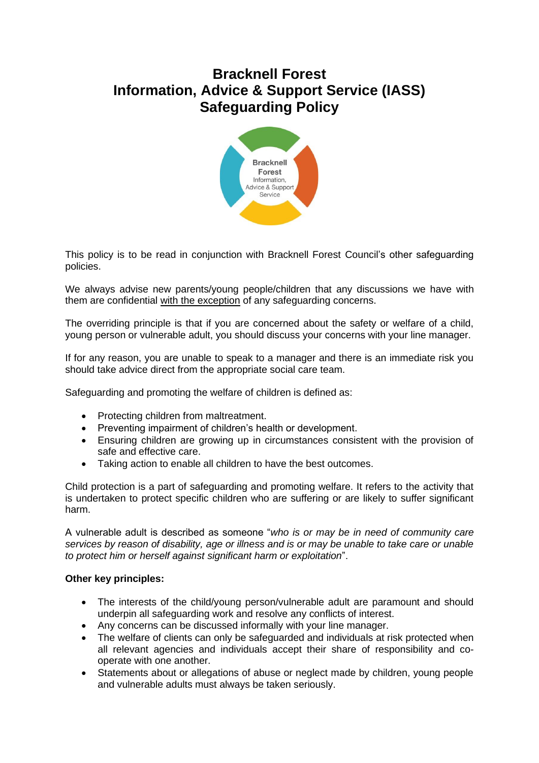# Bracknell Forest
# Information, Advice & Support Service (IASS)
# Safeguarding Policy

This policy is to be read in conjunction with Bracknell Forest Council's other safeguarding policies.

We always advise new parents/young people/children that any discussions we have with them are confidential <u>with the exception</u> of any safeguarding concerns.

The overriding principle is that if you are concerned about the safety or welfare of a child, young person or vulnerable adult, you should discuss your concerns with your line manager.

If for any reason, you are unable to speak to a manager and there is an immediate risk you should take advice direct from the appropriate social care team.

Safeguarding and promoting the welfare of children is defined as:

- Protecting children from maltreatment.
- Preventing impairment of children's health or development.
- Ensuring children are growing up in circumstances consistent with the provision of safe and effective care.
- Taking action to enable all children to have the best outcomes.

Child protection is a part of safeguarding and promoting welfare. It refers to the activity that is undertaken to protect specific children who are suffering or are likely to suffer significant harm.

A vulnerable adult is described as someone "*who is or may be in need of community care services by reason of disability, age or illness and is or may be unable to take care or unable to protect him or herself against significant harm or exploitation*".

**Other key principles:**

- The interests of the child/young person/vulnerable adult are paramount and should underpin all safeguarding work and resolve any conflicts of interest.
- Any concerns can be discussed informally with your line manager.
- The welfare of clients can only be safeguarded and individuals at risk protected when all relevant agencies and individuals accept their share of responsibility and co-operate with one another.
- Statements about or allegations of abuse or neglect made by children, young people and vulnerable adults must always be taken seriously.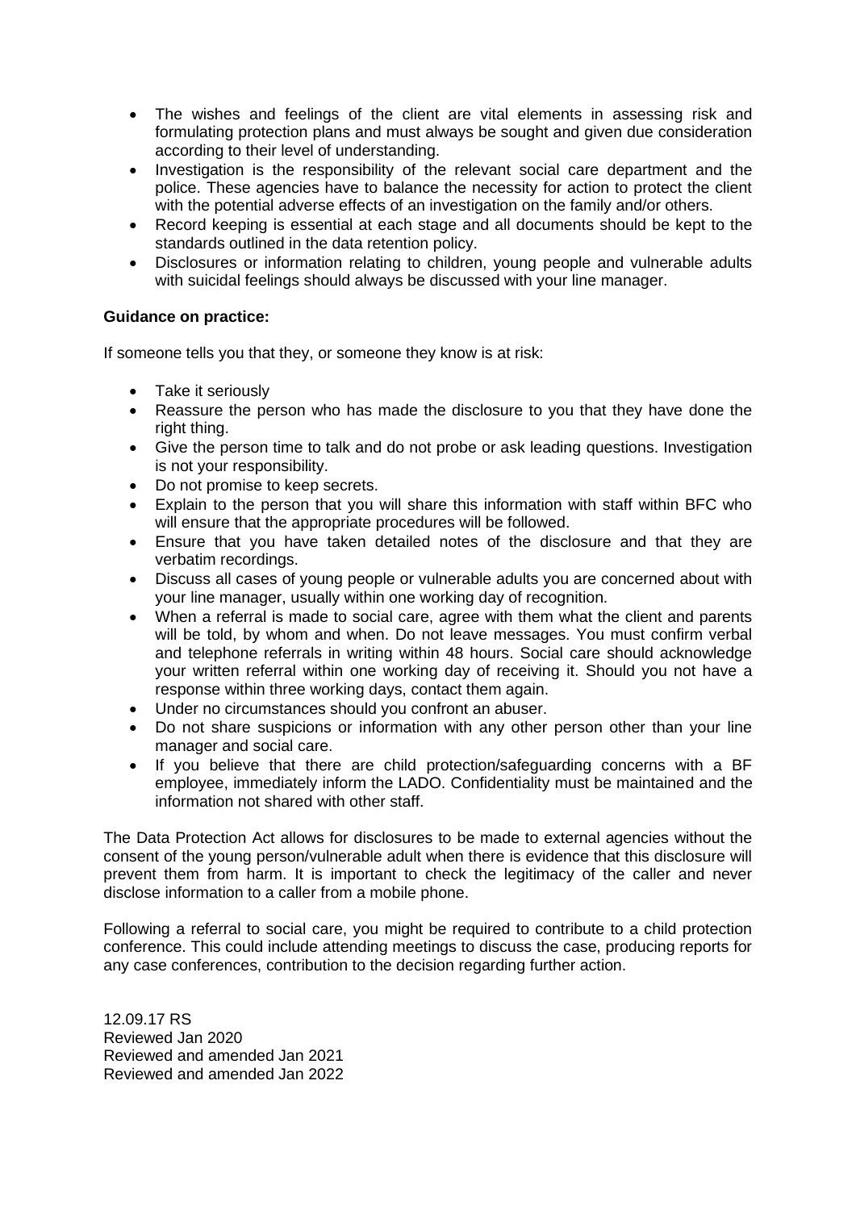- The wishes and feelings of the client are vital elements in assessing risk and formulating protection plans and must always be sought and given due consideration according to their level of understanding.
- Investigation is the responsibility of the relevant social care department and the police. These agencies have to balance the necessity for action to protect the client with the potential adverse effects of an investigation on the family and/or others.
- Record keeping is essential at each stage and all documents should be kept to the standards outlined in the data retention policy.
- Disclosures or information relating to children, young people and vulnerable adults with suicidal feelings should always be discussed with your line manager.

**Guidance on practice:**

If someone tells you that they, or someone they know is at risk:

- Take it seriously
- Reassure the person who has made the disclosure to you that they have done the right thing.
- Give the person time to talk and do not probe or ask leading questions. Investigation is not your responsibility.
- Do not promise to keep secrets.
- Explain to the person that you will share this information with staff within BFC who will ensure that the appropriate procedures will be followed.
- Ensure that you have taken detailed notes of the disclosure and that they are verbatim recordings.
- Discuss all cases of young people or vulnerable adults you are concerned about with your line manager, usually within one working day of recognition.
- When a referral is made to social care, agree with them what the client and parents will be told, by whom and when. Do not leave messages. You must confirm verbal and telephone referrals in writing within 48 hours. Social care should acknowledge your written referral within one working day of receiving it. Should you not have a response within three working days, contact them again.
- Under no circumstances should you confront an abuser.
- Do not share suspicions or information with any other person other than your line manager and social care.
- If you believe that there are child protection/safeguarding concerns with a BF employee, immediately inform the LADO. Confidentiality must be maintained and the information not shared with other staff.

The Data Protection Act allows for disclosures to be made to external agencies without the consent of the young person/vulnerable adult when there is evidence that this disclosure will prevent them from harm. It is important to check the legitimacy of the caller and never disclose information to a caller from a mobile phone.

Following a referral to social care, you might be required to contribute to a child protection conference. This could include attending meetings to discuss the case, producing reports for any case conferences, contribution to the decision regarding further action.

12.09.17 RS
Reviewed Jan 2020
Reviewed and amended Jan 2021
Reviewed and amended Jan 2022